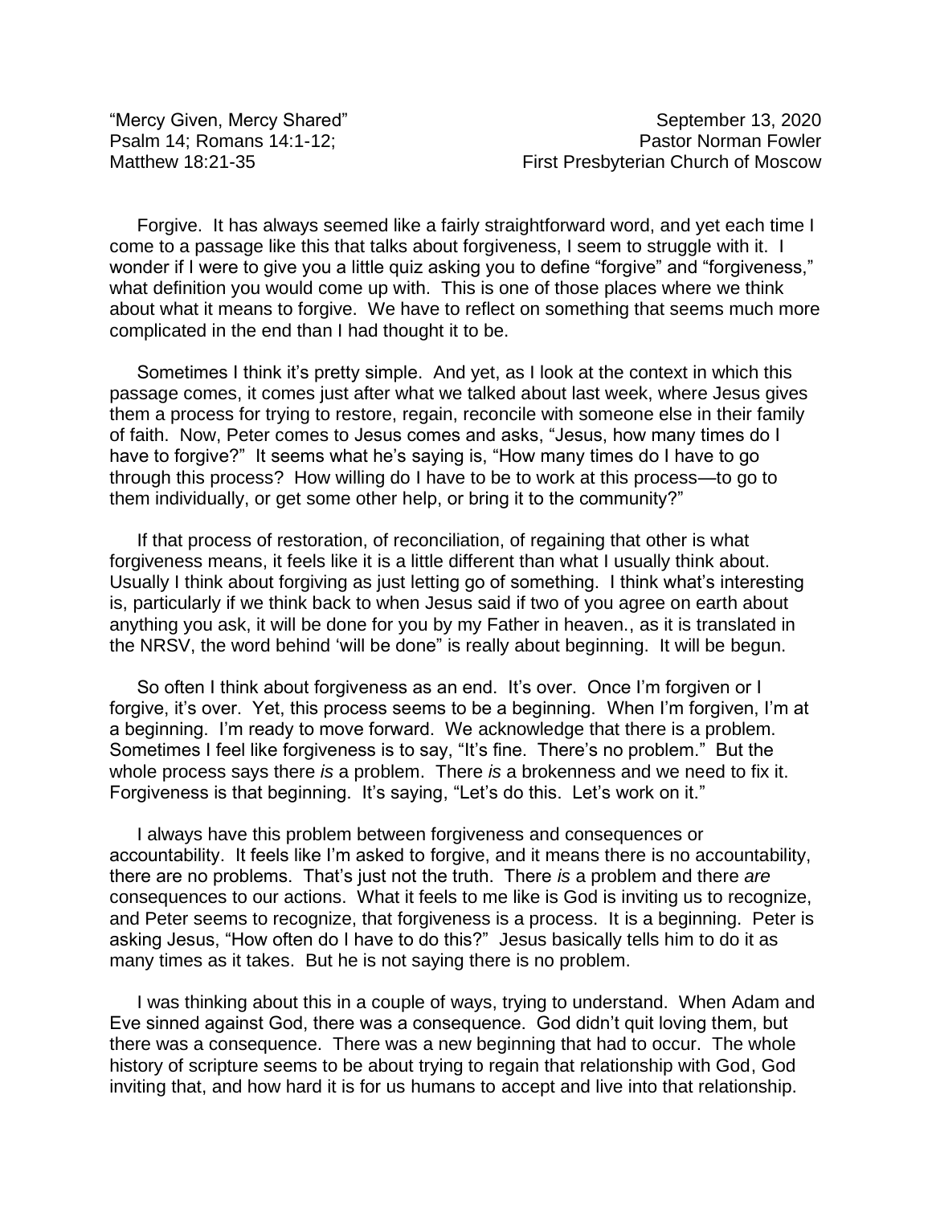"Mercy Given, Mercy Shared" September 13, 2020
Psalm 14; Romans 14:1-12; Pastor Norman Fowler
Matthew 18:21-35 First Presbyterian Church of Moscow

Forgive. It has always seemed like a fairly straightforward word, and yet each time I come to a passage like this that talks about forgiveness, I seem to struggle with it. I wonder if I were to give you a little quiz asking you to define "forgive" and "forgiveness," what definition you would come up with. This is one of those places where we think about what it means to forgive. We have to reflect on something that seems much more complicated in the end than I had thought it to be.

Sometimes I think it's pretty simple. And yet, as I look at the context in which this passage comes, it comes just after what we talked about last week, where Jesus gives them a process for trying to restore, regain, reconcile with someone else in their family of faith. Now, Peter comes to Jesus comes and asks, "Jesus, how many times do I have to forgive?" It seems what he's saying is, "How many times do I have to go through this process? How willing do I have to be to work at this process—to go to them individually, or get some other help, or bring it to the community?"

If that process of restoration, of reconciliation, of regaining that other is what forgiveness means, it feels like it is a little different than what I usually think about. Usually I think about forgiving as just letting go of something. I think what's interesting is, particularly if we think back to when Jesus said if two of you agree on earth about anything you ask, it will be done for you by my Father in heaven., as it is translated in the NRSV, the word behind 'will be done" is really about beginning. It will be begun.

So often I think about forgiveness as an end. It's over. Once I'm forgiven or I forgive, it's over. Yet, this process seems to be a beginning. When I'm forgiven, I'm at a beginning. I'm ready to move forward. We acknowledge that there is a problem. Sometimes I feel like forgiveness is to say, "It's fine. There's no problem." But the whole process says there *is* a problem. There *is* a brokenness and we need to fix it. Forgiveness is that beginning. It's saying, "Let's do this. Let's work on it."

I always have this problem between forgiveness and consequences or accountability. It feels like I'm asked to forgive, and it means there is no accountability, there are no problems. That's just not the truth. There *is* a problem and there *are* consequences to our actions. What it feels to me like is God is inviting us to recognize, and Peter seems to recognize, that forgiveness is a process. It is a beginning. Peter is asking Jesus, "How often do I have to do this?" Jesus basically tells him to do it as many times as it takes. But he is not saying there is no problem.

I was thinking about this in a couple of ways, trying to understand. When Adam and Eve sinned against God, there was a consequence. God didn't quit loving them, but there was a consequence. There was a new beginning that had to occur. The whole history of scripture seems to be about trying to regain that relationship with God, God inviting that, and how hard it is for us humans to accept and live into that relationship.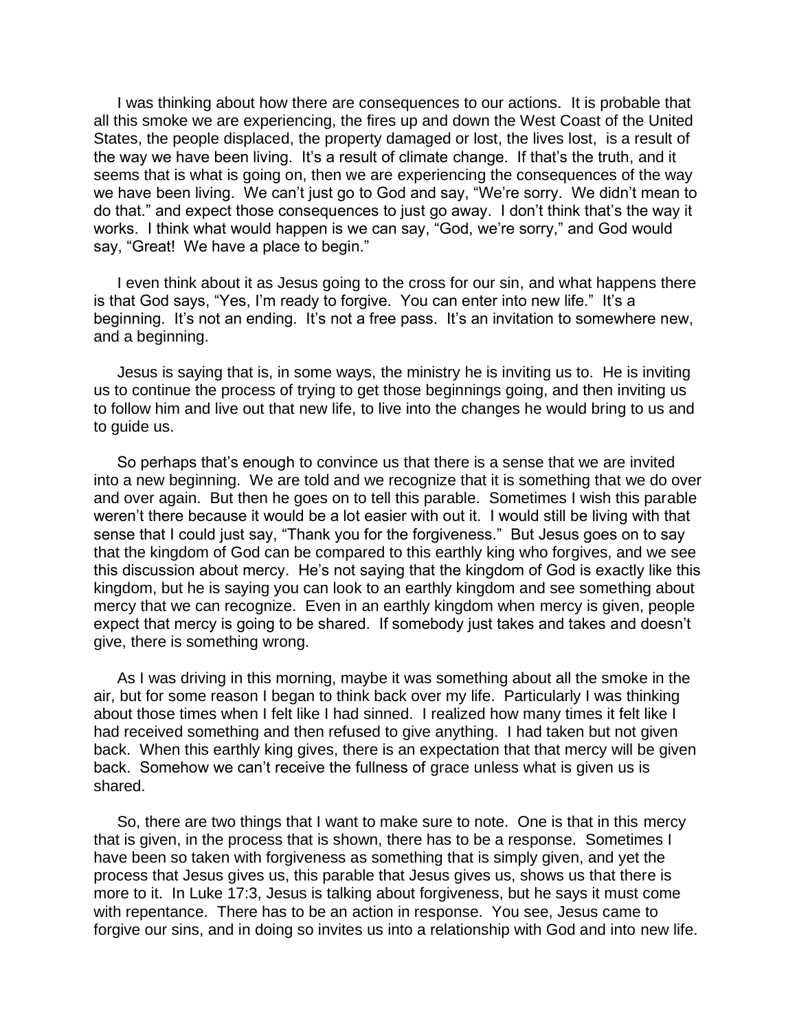I was thinking about how there are consequences to our actions. It is probable that all this smoke we are experiencing, the fires up and down the West Coast of the United States, the people displaced, the property damaged or lost, the lives lost, is a result of the way we have been living. It's a result of climate change. If that's the truth, and it seems that is what is going on, then we are experiencing the consequences of the way we have been living. We can't just go to God and say, "We're sorry. We didn't mean to do that." and expect those consequences to just go away. I don't think that's the way it works. I think what would happen is we can say, "God, we're sorry," and God would say, "Great! We have a place to begin."

I even think about it as Jesus going to the cross for our sin, and what happens there is that God says, "Yes, I'm ready to forgive. You can enter into new life." It's a beginning. It's not an ending. It's not a free pass. It's an invitation to somewhere new, and a beginning.

Jesus is saying that is, in some ways, the ministry he is inviting us to. He is inviting us to continue the process of trying to get those beginnings going, and then inviting us to follow him and live out that new life, to live into the changes he would bring to us and to guide us.

So perhaps that's enough to convince us that there is a sense that we are invited into a new beginning. We are told and we recognize that it is something that we do over and over again. But then he goes on to tell this parable. Sometimes I wish this parable weren't there because it would be a lot easier with out it. I would still be living with that sense that I could just say, "Thank you for the forgiveness." But Jesus goes on to say that the kingdom of God can be compared to this earthly king who forgives, and we see this discussion about mercy. He's not saying that the kingdom of God is exactly like this kingdom, but he is saying you can look to an earthly kingdom and see something about mercy that we can recognize. Even in an earthly kingdom when mercy is given, people expect that mercy is going to be shared. If somebody just takes and takes and doesn't give, there is something wrong.

As I was driving in this morning, maybe it was something about all the smoke in the air, but for some reason I began to think back over my life. Particularly I was thinking about those times when I felt like I had sinned. I realized how many times it felt like I had received something and then refused to give anything. I had taken but not given back. When this earthly king gives, there is an expectation that that mercy will be given back. Somehow we can't receive the fullness of grace unless what is given us is shared.

So, there are two things that I want to make sure to note. One is that in this mercy that is given, in the process that is shown, there has to be a response. Sometimes I have been so taken with forgiveness as something that is simply given, and yet the process that Jesus gives us, this parable that Jesus gives us, shows us that there is more to it. In Luke 17:3, Jesus is talking about forgiveness, but he says it must come with repentance. There has to be an action in response. You see, Jesus came to forgive our sins, and in doing so invites us into a relationship with God and into new life.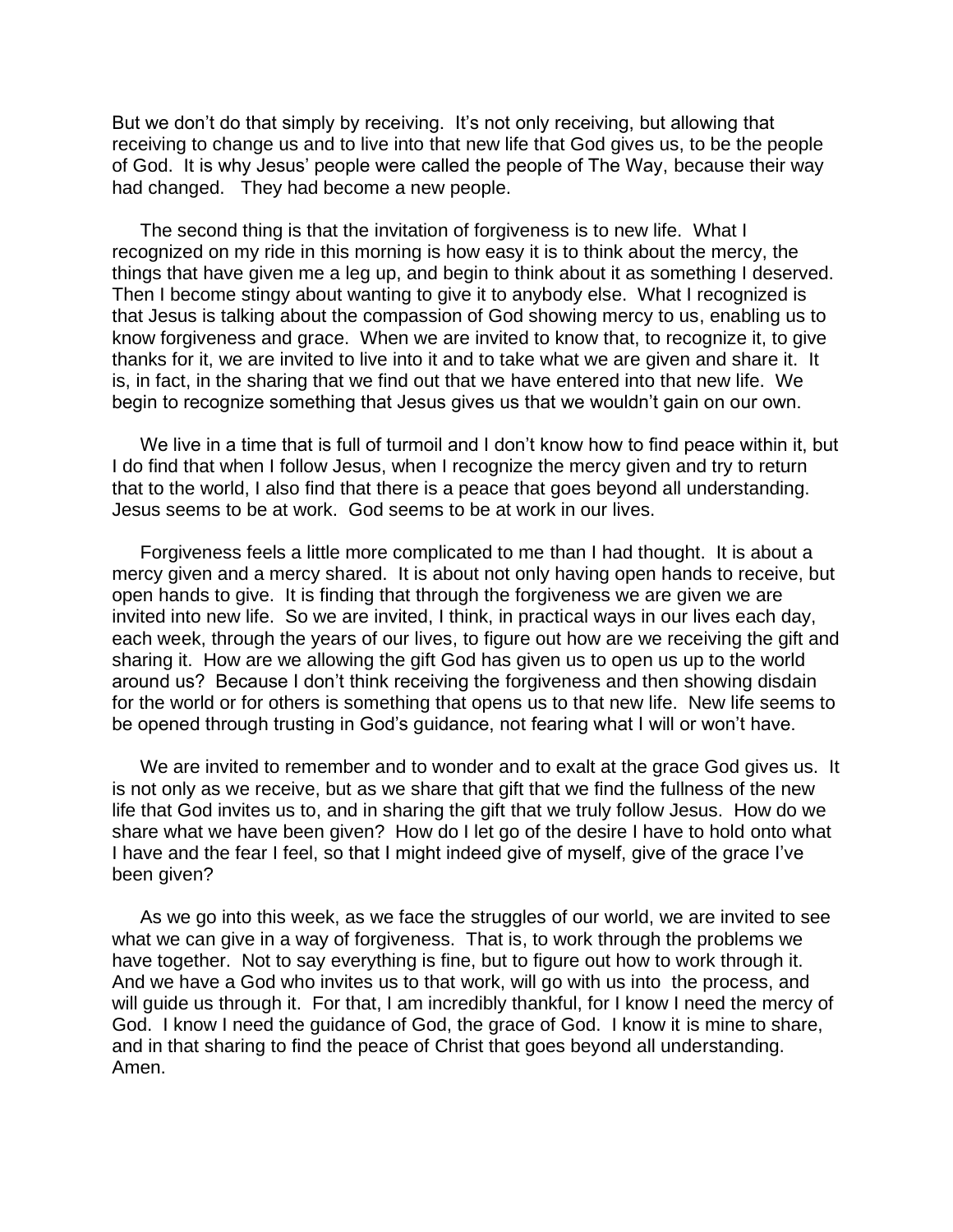But we don't do that simply by receiving. It's not only receiving, but allowing that receiving to change us and to live into that new life that God gives us, to be the people of God. It is why Jesus' people were called the people of The Way, because their way had changed. They had become a new people.

The second thing is that the invitation of forgiveness is to new life. What I recognized on my ride in this morning is how easy it is to think about the mercy, the things that have given me a leg up, and begin to think about it as something I deserved. Then I become stingy about wanting to give it to anybody else. What I recognized is that Jesus is talking about the compassion of God showing mercy to us, enabling us to know forgiveness and grace. When we are invited to know that, to recognize it, to give thanks for it, we are invited to live into it and to take what we are given and share it. It is, in fact, in the sharing that we find out that we have entered into that new life. We begin to recognize something that Jesus gives us that we wouldn't gain on our own.

We live in a time that is full of turmoil and I don't know how to find peace within it, but I do find that when I follow Jesus, when I recognize the mercy given and try to return that to the world, I also find that there is a peace that goes beyond all understanding. Jesus seems to be at work. God seems to be at work in our lives.

Forgiveness feels a little more complicated to me than I had thought. It is about a mercy given and a mercy shared. It is about not only having open hands to receive, but open hands to give. It is finding that through the forgiveness we are given we are invited into new life. So we are invited, I think, in practical ways in our lives each day, each week, through the years of our lives, to figure out how are we receiving the gift and sharing it. How are we allowing the gift God has given us to open us up to the world around us? Because I don't think receiving the forgiveness and then showing disdain for the world or for others is something that opens us to that new life. New life seems to be opened through trusting in God's guidance, not fearing what I will or won't have.

We are invited to remember and to wonder and to exalt at the grace God gives us. It is not only as we receive, but as we share that gift that we find the fullness of the new life that God invites us to, and in sharing the gift that we truly follow Jesus. How do we share what we have been given? How do I let go of the desire I have to hold onto what I have and the fear I feel, so that I might indeed give of myself, give of the grace I've been given?

As we go into this week, as we face the struggles of our world, we are invited to see what we can give in a way of forgiveness. That is, to work through the problems we have together. Not to say everything is fine, but to figure out how to work through it. And we have a God who invites us to that work, will go with us into the process, and will guide us through it. For that, I am incredibly thankful, for I know I need the mercy of God. I know I need the guidance of God, the grace of God. I know it is mine to share, and in that sharing to find the peace of Christ that goes beyond all understanding. Amen.